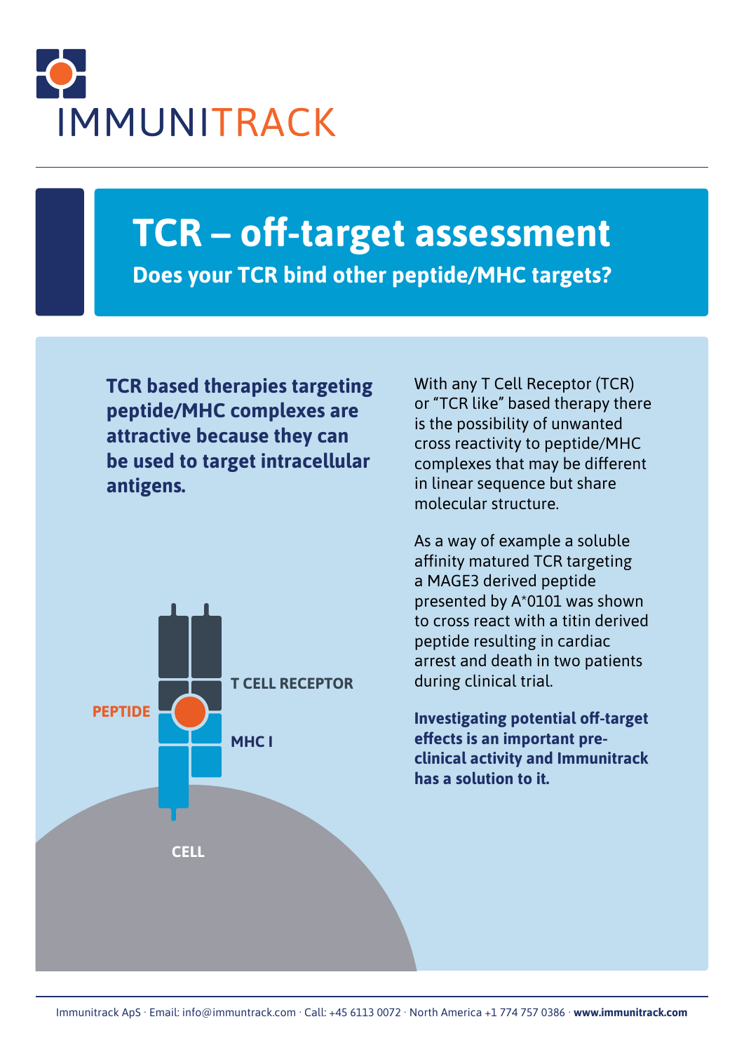IMMUNITRACK

# TCR – off-target assessment

## Does your TCR bind other peptide/MHC targets?

**TCR based therapies targeting peptide/MHC complexes are attractive because they can be used to target intracellular antigens.**

PEPTIDE

T CELL RECEPTOR

MHC I

CELL

With any T Cell Receptor (TCR) or "TCR like" based therapy there is the possibility of unwanted cross reactivity to peptide/MHC complexes that may be different in linear sequence but share molecular structure.

As a way of example a soluble affinity matured TCR targeting a MAGE3 derived peptide presented by A*0101 was shown to cross react with a titin derived peptide resulting in cardiac arrest and death in two patients during clinical trial.

**Investigating potential off-target effects is an important pre-clinical activity and Immunitrack has a solution to it.**

Immunitrack ApS · Email: info@immuntrack.com · Call: +45 6113 0072 · North America +1 774 757 0386 · **www.immunitrack.com**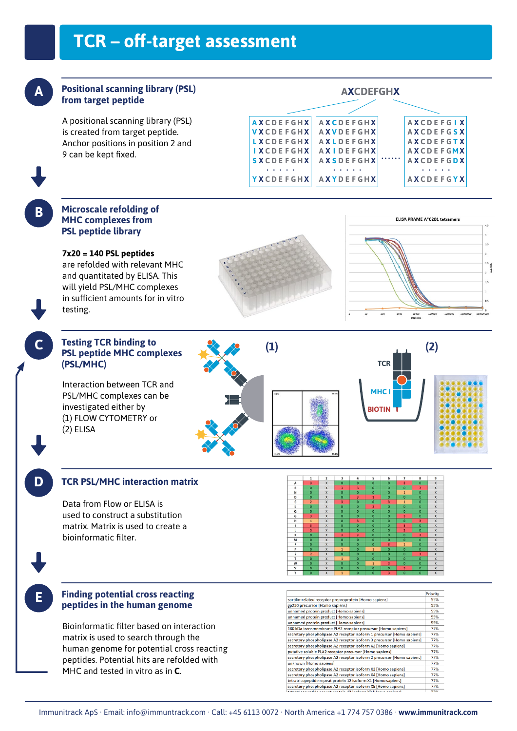# TCR – off-target assessment

## A Positional scanning library (PSL) from target peptide

A positional scanning library (PSL) is created from target peptide. Anchor positions in position 2 and 9 can be kept fixed.

AXCDEFGHX

| | | |
|---|---|---|
| AXCDEFGHX | AXCDEFGHX | AXCDEFGIX |
| VXCDEFGHX | AXVDEFGHX | AXCDEFGSX |
| LXCDEFGHX | AXLDEFGHX | AXCDEFGTX |
| IXCDEFGHX | AXIDEFGHX | AXCDEFGMX |
| SXCDEFGHX | AXSDEFGHX | AXCDEFGDX |
| ...... | ..... | ..... |
| YXCDEFGHX | AXYDEFGHX | AXCDEFGYX |

## B Microscale refolding of MHC complexes from PSL peptide library

**7x20 = 140 PSL peptides** are refolded with relevant MHC and quantitated by ELISA. This will yield PSL/MHC complexes in sufficient amounts for in vitro testing.

ELISA PRAME A*0201 tetramers

## C Testing TCR binding to PSL peptide MHC complexes (PSL/MHC)

Interaction between TCR and PSL/MHC complexes can be investigated either by
(1) FLOW CYTOMETRY or
(2) ELISA

(1)

(2)

TCR

MHC I

BIOTIN

## D TCR PSL/MHC interaction matrix

Data from Flow or ELISA is used to construct a substitution matrix. Matrix is used to create a bioinformatic filter.

## E Finding potential cross reacting peptides in the human genome

Bioinformatic filter based on interaction matrix is used to search through the human genome for potential cross reacting peptides. Potential hits are refolded with MHC and tested in vitro as in **C**.

| | Priority |
|---|---|
| sortilin-related receptor preproprotein [Homo sapiens] | 55% |
| gp250 precursor [Homo sapiens] | 55% |
| unnamed protein product [Homo sapiens] | 55% |
| unnamed protein product [Homo sapiens] | 55% |
| unnamed protein product [Homo sapiens] | 55% |
| 180 kDa transmembrane PLA2 receptor precursor [Homo sapiens] | 77% |
| secretory phospholipase A2 receptor isoform 1 precursor [Homo sapiens] | 77% |
| secretory phospholipase A2 receptor isoform 3 precursor [Homo sapiens] | 77% |
| secretory phospholipase A2 receptor isoform X2 [Homo sapiens] | 77% |
| putative soluble PLA2 receptor precursor [Homo sapiens] | 77% |
| secretory phospholipase A2 receptor isoform 2 precursor [Homo sapiens] | 77% |
| unknown [Homo sapiens] | 77% |
| secretory phospholipase A2 receptor isoform X3 [Homo sapiens] | 77% |
| secretory phospholipase A2 receptor isoform X4 [Homo sapiens] | 77% |
| tetratricopeptide repeat protein 12 isoform X1 [Homo sapiens] | 77% |
| secretory phospholipase A2 receptor isoform X5 [Homo sapiens] | 77% |

Immunitrack ApS · Email: info@immuntrack.com · Call: +45 6113 0072 · North America +1 774 757 0386 · **www.immunitrack.com**